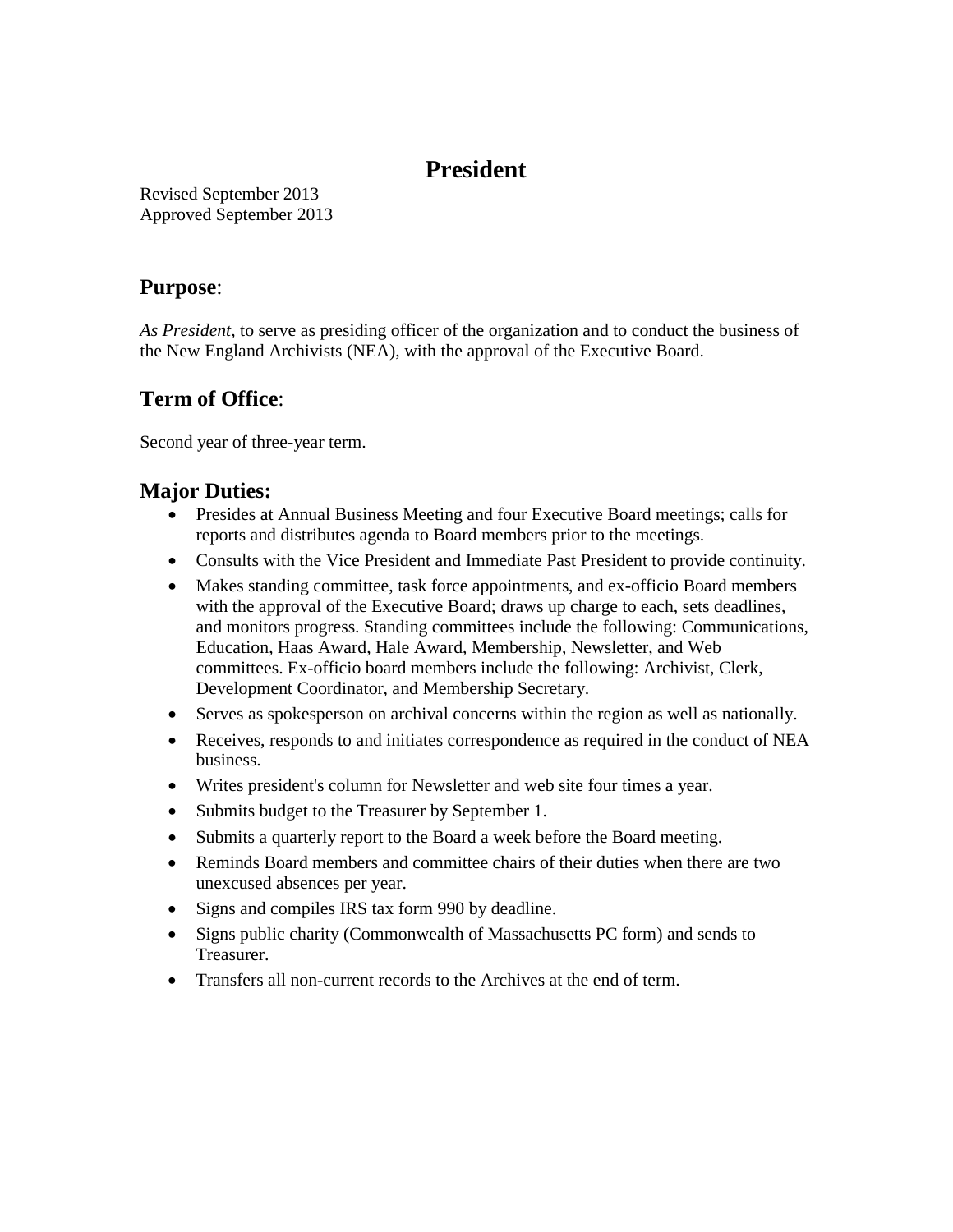# President

Revised September 2013
Approved September 2013

## Purpose:

*As President,* to serve as presiding officer of the organization and to conduct the business of the New England Archivists (NEA), with the approval of the Executive Board.

## Term of Office:

Second year of three-year term.

## Major Duties:

- Presides at Annual Business Meeting and four Executive Board meetings; calls for reports and distributes agenda to Board members prior to the meetings.
- Consults with the Vice President and Immediate Past President to provide continuity.
- Makes standing committee, task force appointments, and ex-officio Board members with the approval of the Executive Board; draws up charge to each, sets deadlines, and monitors progress. Standing committees include the following: Communications, Education, Haas Award, Hale Award, Membership, Newsletter, and Web committees. Ex-officio board members include the following: Archivist, Clerk, Development Coordinator, and Membership Secretary.
- Serves as spokesperson on archival concerns within the region as well as nationally.
- Receives, responds to and initiates correspondence as required in the conduct of NEA business.
- Writes president's column for Newsletter and web site four times a year.
- Submits budget to the Treasurer by September 1.
- Submits a quarterly report to the Board a week before the Board meeting.
- Reminds Board members and committee chairs of their duties when there are two unexcused absences per year.
- Signs and compiles IRS tax form 990 by deadline.
- Signs public charity (Commonwealth of Massachusetts PC form) and sends to Treasurer.
- Transfers all non-current records to the Archives at the end of term.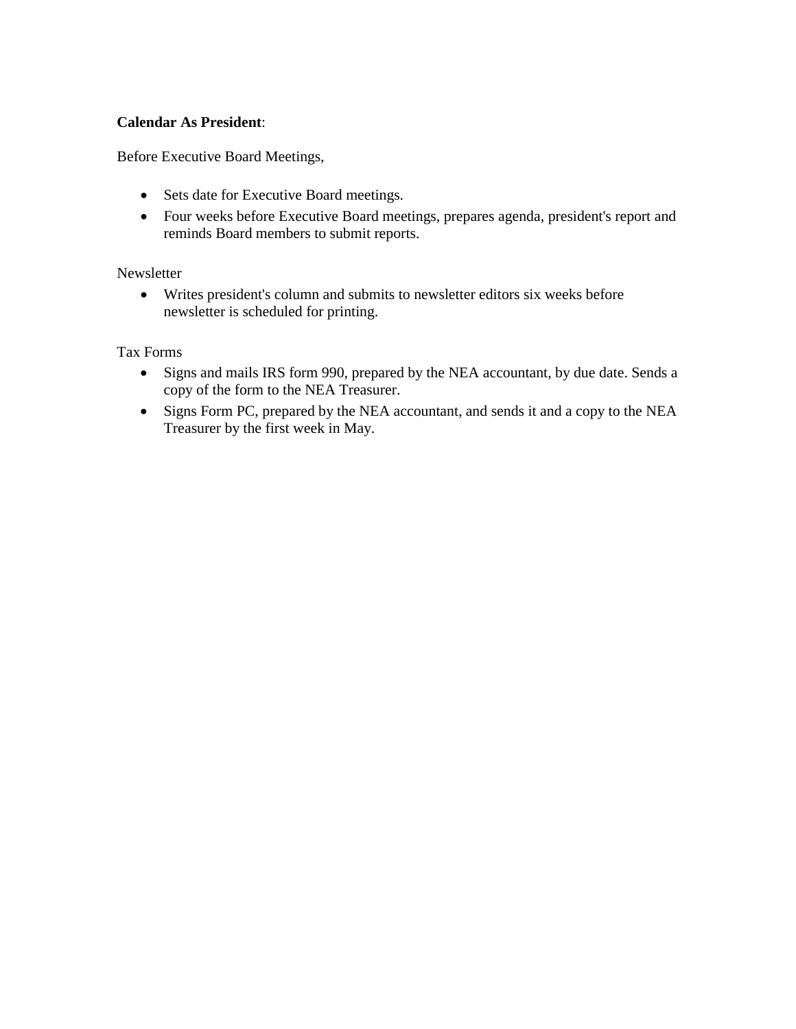**Calendar As President**:

Before Executive Board Meetings,

- Sets date for Executive Board meetings.
- Four weeks before Executive Board meetings, prepares agenda, president's report and reminds Board members to submit reports.

Newsletter

- Writes president's column and submits to newsletter editors six weeks before newsletter is scheduled for printing.

Tax Forms

- Signs and mails IRS form 990, prepared by the NEA accountant, by due date. Sends a copy of the form to the NEA Treasurer.
- Signs Form PC, prepared by the NEA accountant, and sends it and a copy to the NEA Treasurer by the first week in May.